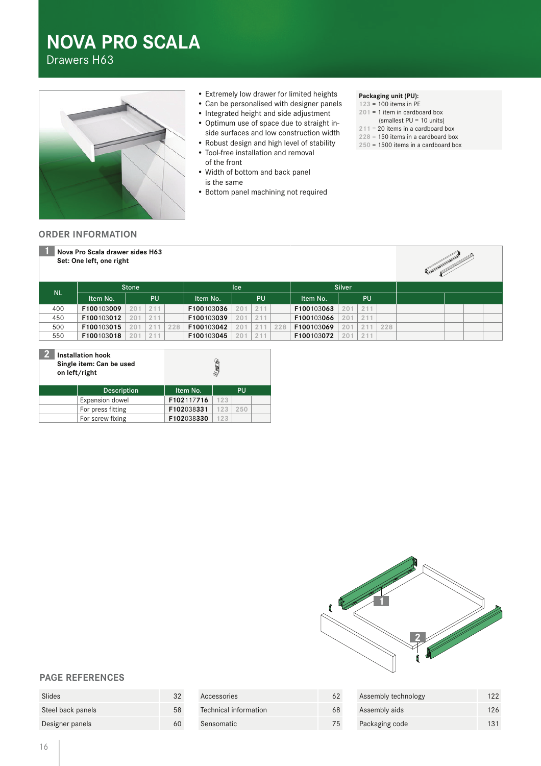# NOVA PRO SCALA

Drawers H63

- Extremely low drawer for limited heights
- Can be personalised with designer panels
- Integrated height and side adjustment
- Optimum use of space due to straight in-side surfaces and low construction width
- Robust design and high level of stability
- Tool-free installation and removal of the front
- Width of bottom and back panel is the same
- Bottom panel machining not required

**Packaging unit (PU):**
123 = 100 items in PE
201 = 1 item in cardboard box (smallest PU = 10 units)
211 = 20 items in a cardboard box
228 = 150 items in a cardboard box
250 = 1500 items in a cardboard box

## ORDER INFORMATION

**1 Nova Pro Scala drawer sides H63**
**Set: One left, one right**

| NL | Stone | | | | Ice | | | | Silver | | | |
|---|---|---|---|---|---|---|---|---|---|---|---|---|
| | Item No. | PU | | | Item No. | PU | | | Item No. | PU | | |
| 400 | **F100**103**009** | 201 | 211 | | **F100**103**036** | 201 | 211 | | **F100**103**063** | 201 | 211 | |
| 450 | **F100**103**012** | 201 | 211 | | **F100**103**039** | 201 | 211 | | **F100**103**066** | 201 | 211 | |
| 500 | **F100**103**015** | 201 | 211 | 228 | **F100**103**042** | 201 | 211 | 228 | **F100**103**069** | 201 | 211 | 228 |
| 550 | **F100**103**018** | 201 | 211 | | **F100**103**045** | 201 | 211 | | **F100**103**072** | 201 | 211 | |

**2 Installation hook**
**Single item: Can be used on left/right**

| Description | Item No. | PU | |
|---|---|---|---|
| Expansion dowel | **F102**117**716** | 123 | |
| For press fitting | **F102**038**331** | 123 | 250 |
| For screw fixing | **F102**038**330** | 123 | |

## PAGE REFERENCES

| | |
|---|---|
| Slides | 32 |
| Steel back panels | 58 |
| Designer panels | 60 |
| Accessories | 62 |
| Technical information | 68 |
| Sensomatic | 75 |
| Assembly technology | 122 |
| Assembly aids | 126 |
| Packaging code | 131 |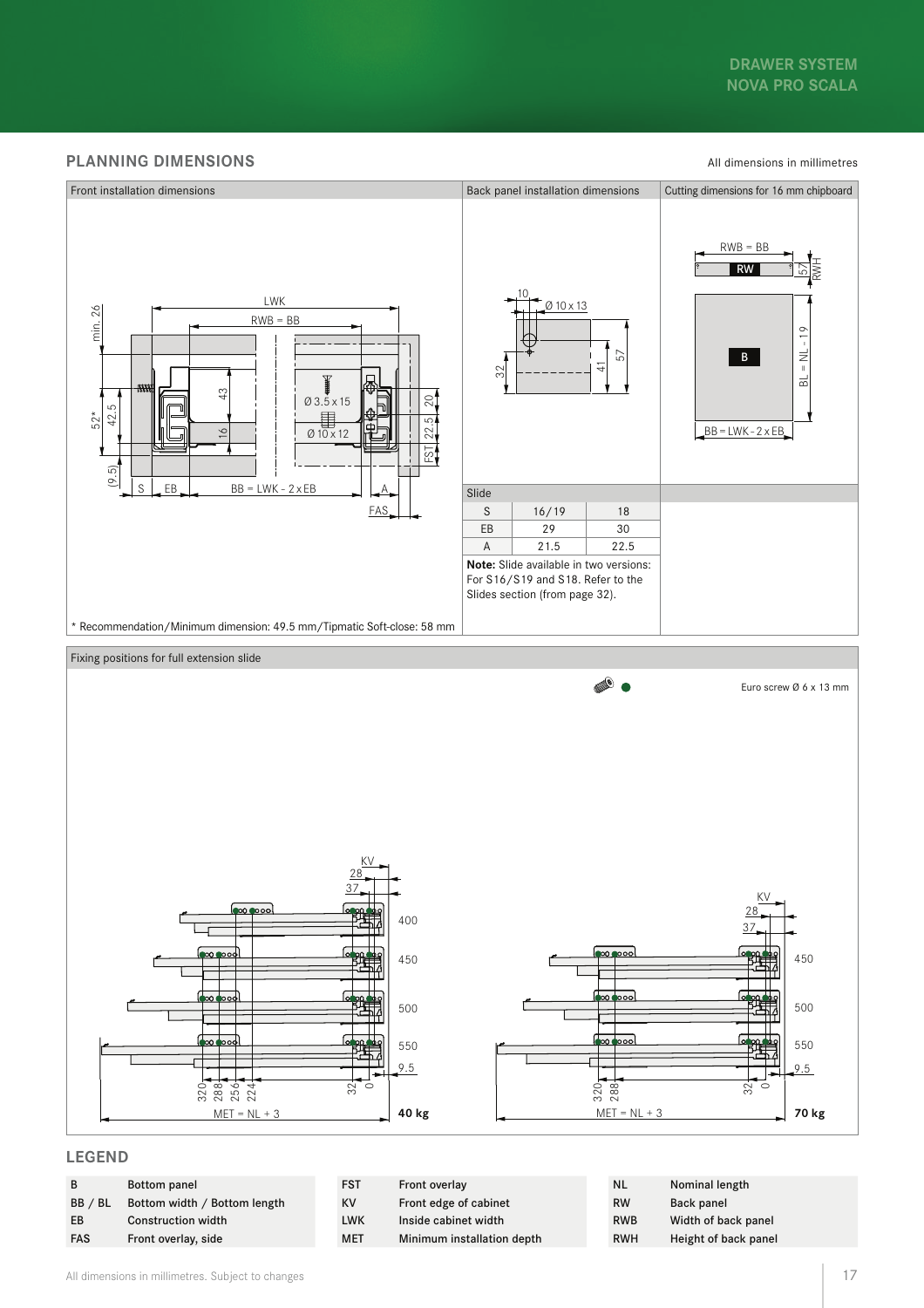## PLANNING DIMENSIONS

All dimensions in millimetres

Front installation dimensions

LWK

RWB = BB

min. 26

52*

42.5

(9.5)

43

16

Ø 3.5 x 15

Ø 10 x 12

20

22.5

FST

S

EB

BB = LWK - 2 x EB

A

FAS

Back panel installation dimensions

10

Ø 10 x 13

32

41

57

Cutting dimensions for 16 mm chipboard

RWB = BB

RW

57

RWH

B

BL = NL - 19

BB = LWK - 2 x EB

| Slide | | |
|---|---|---|
| S | 16/19 | 18 |
| EB | 29 | 30 |
| A | 21.5 | 22.5 |

**Note:** Slide available in two versions: For S16/S19 and S18. Refer to the Slides section (from page 32).

\* Recommendation/Minimum dimension: 49.5 mm/Tipmatic Soft-close: 58 mm

Fixing positions for full extension slide

Euro screw Ø 6 x 13 mm

KV

28

37

400

450

500

550

9.5

320 288 256 224

32 0

MET = NL + 3

**40 kg**

KV

28

37

450

500

550

9.5

320 288

32 0

MET = NL + 3

**70 kg**

## LEGEND

| | | | | | |
|---|---|---|---|---|---|
| B | Bottom panel | FST | Front overlay | NL | Nominal length |
| BB / BL | Bottom width / Bottom length | KV | Front edge of cabinet | RW | Back panel |
| EB | Construction width | LWK | Inside cabinet width | RWB | Width of back panel |
| FAS | Front overlay, side | MET | Minimum installation depth | RWH | Height of back panel |

All dimensions in millimetres. Subject to changes